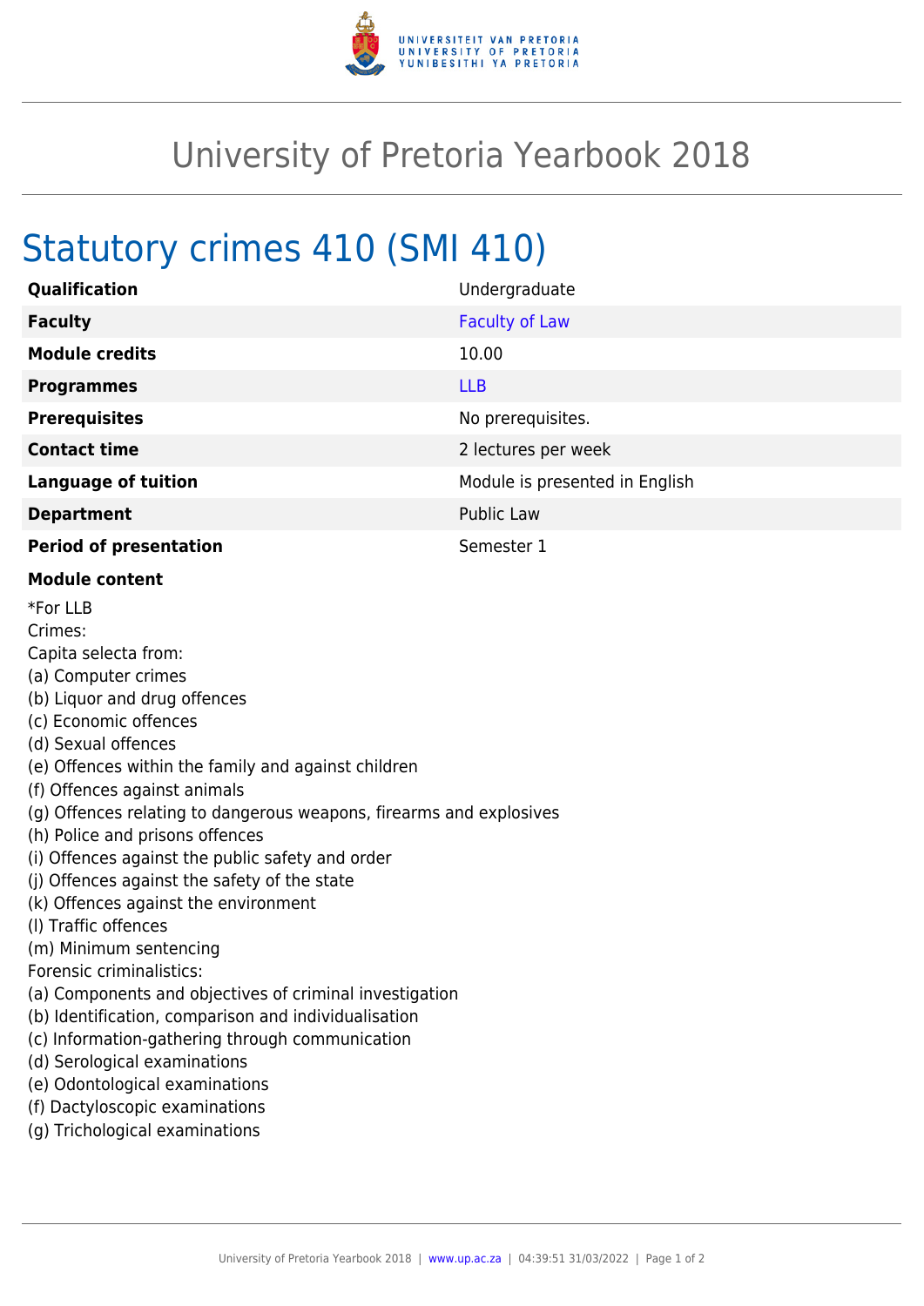# University of Pretoria Yearbook 2018

## Statutory crimes 410 (SMI 410)

| | |
|---|---|
| **Qualification** | Undergraduate |
| **Faculty** | Faculty of Law |
| **Module credits** | 10.00 |
| **Programmes** | LLB |
| **Prerequisites** | No prerequisites. |
| **Contact time** | 2 lectures per week |
| **Language of tuition** | Module is presented in English |
| **Department** | Public Law |
| **Period of presentation** | Semester 1 |

**Module content**

*For LLB
Crimes:
Capita selecta from:
(a) Computer crimes
(b) Liquor and drug offences
(c) Economic offences
(d) Sexual offences
(e) Offences within the family and against children
(f) Offences against animals
(g) Offences relating to dangerous weapons, firearms and explosives
(h) Police and prisons offences
(i) Offences against the public safety and order
(j) Offences against the safety of the state
(k) Offences against the environment
(l) Traffic offences
(m) Minimum sentencing
Forensic criminalistics:
(a) Components and objectives of criminal investigation
(b) Identification, comparison and individualisation
(c) Information-gathering through communication
(d) Serological examinations
(e) Odontological examinations
(f) Dactyloscopic examinations
(g) Trichological examinations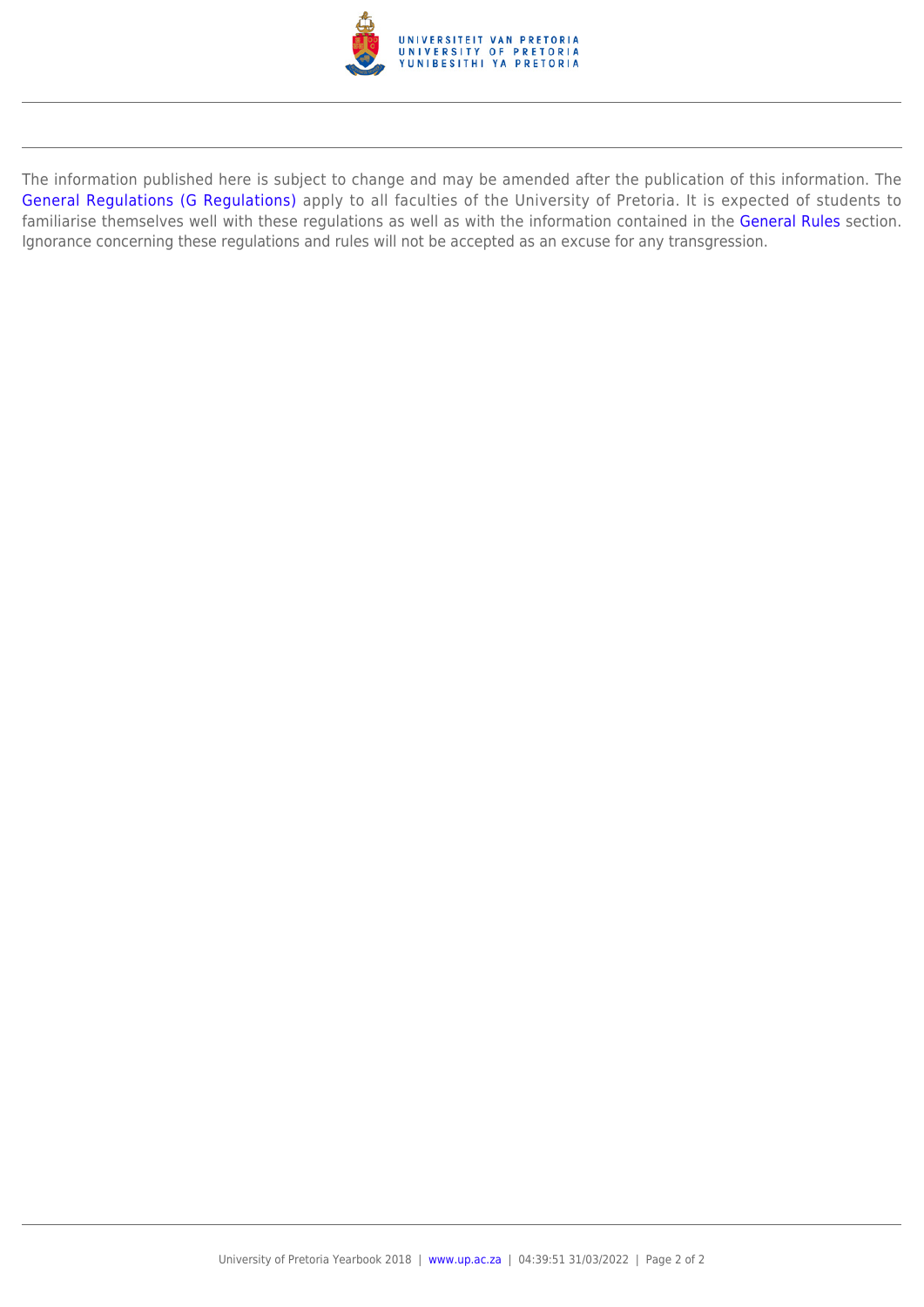The information published here is subject to change and may be amended after the publication of this information. The General Regulations (G Regulations) apply to all faculties of the University of Pretoria. It is expected of students to familiarise themselves well with these regulations as well as with the information contained in the General Rules section. Ignorance concerning these regulations and rules will not be accepted as an excuse for any transgression.